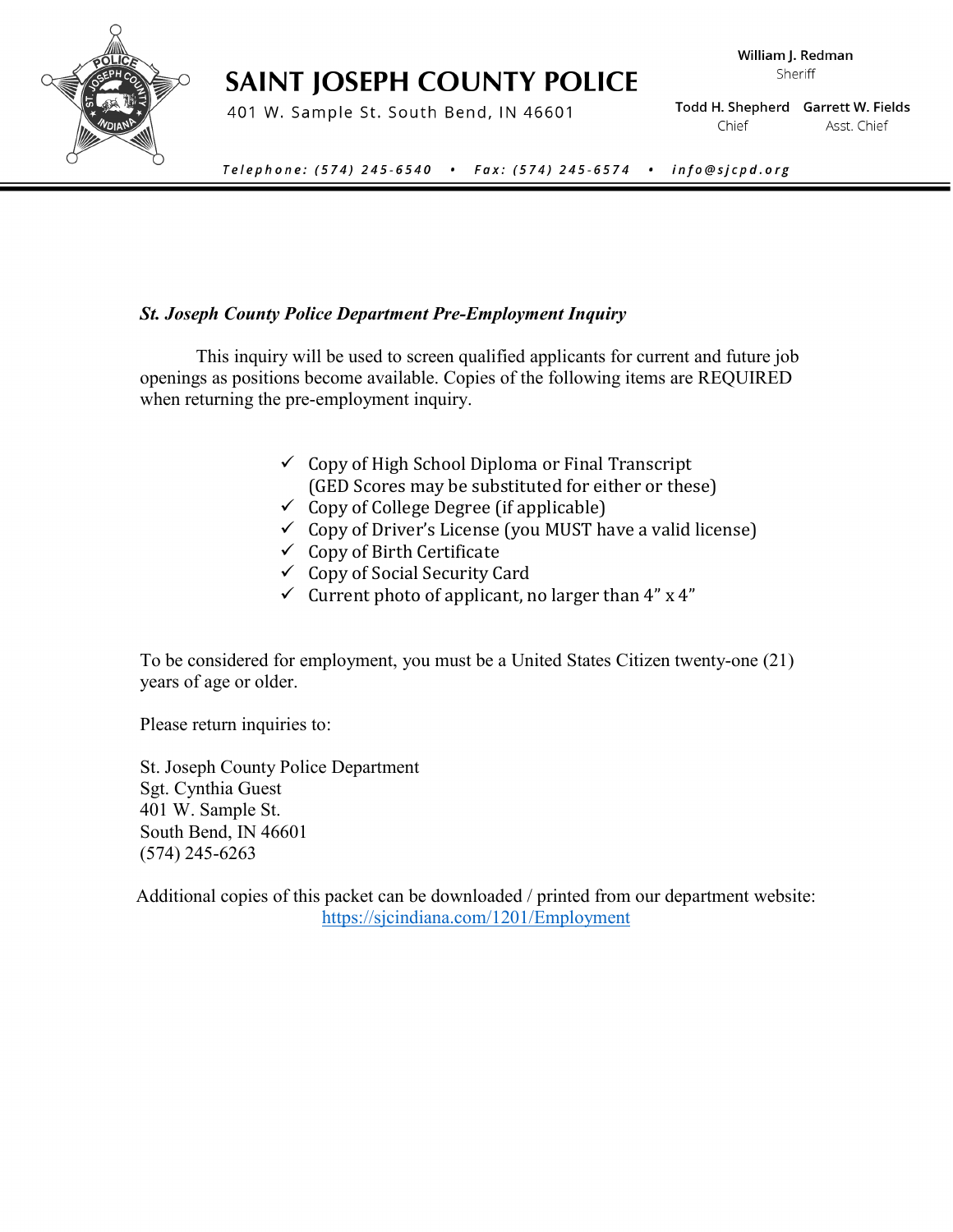# SAINT JOSEPH COUNTY POLICE

401 W. Sample St. South Bend, IN 46601

**William J. Redman**
Sheriff

**Todd H. Shepherd**
Chief

**Garrett W. Fields**
Asst. Chief

*Telephone: (574) 245-6540 • Fax: (574) 245-6574 • info@sjcpd.org*

---

***St. Joseph County Police Department Pre-Employment Inquiry***

This inquiry will be used to screen qualified applicants for current and future job openings as positions become available. Copies of the following items are REQUIRED when returning the pre-employment inquiry.

- ✓ Copy of High School Diploma or Final Transcript (GED Scores may be substituted for either or these)
- ✓ Copy of College Degree (if applicable)
- ✓ Copy of Driver's License (you MUST have a valid license)
- ✓ Copy of Birth Certificate
- ✓ Copy of Social Security Card
- ✓ Current photo of applicant, no larger than 4" x 4"

To be considered for employment, you must be a United States Citizen twenty-one (21) years of age or older.

Please return inquiries to:

St. Joseph County Police Department
Sgt. Cynthia Guest
401 W. Sample St.
South Bend, IN 46601
(574) 245-6263

Additional copies of this packet can be downloaded / printed from our department website:
https://sjcindiana.com/1201/Employment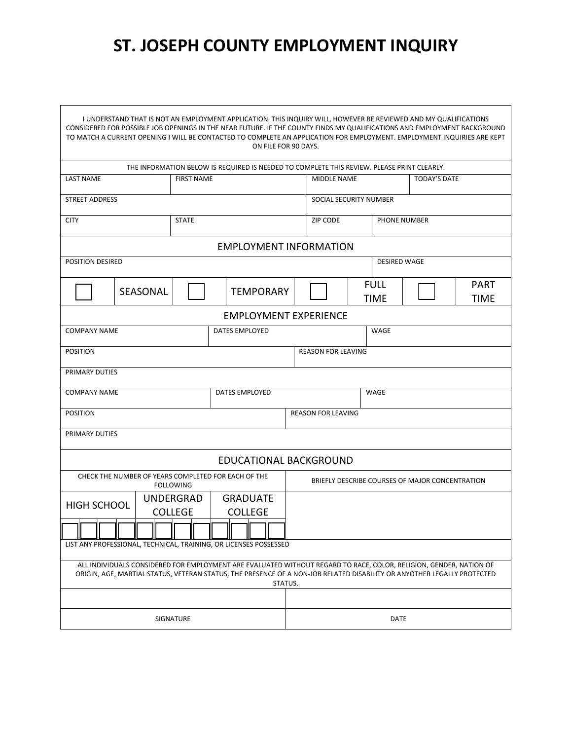# ST. JOSEPH COUNTY EMPLOYMENT INQUIRY

I UNDERSTAND THAT IS NOT AN EMPLOYMENT APPLICATION. THIS INQUIRY WILL, HOWEVER BE REVIEWED AND MY QUALIFICATIONS CONSIDERED FOR POSSIBLE JOB OPENINGS IN THE NEAR FUTURE. IF THE COUNTY FINDS MY QUALIFICATIONS AND EMPLOYMENT BACKGROUND TO MATCH A CURRENT OPENING I WILL BE CONTACTED TO COMPLETE AN APPLICATION FOR EMPLOYMENT. EMPLOYMENT INQUIRIES ARE KEPT ON FILE FOR 90 DAYS.

THE INFORMATION BELOW IS REQUIRED IS NEEDED TO COMPLETE THIS REVIEW. PLEASE PRINT CLEARLY.

| LAST NAME | FIRST NAME | MIDDLE NAME | TODAY'S DATE |
|---|---|---|---|
| STREET ADDRESS | | SOCIAL SECURITY NUMBER | |
| CITY | STATE | ZIP CODE | PHONE NUMBER |

## EMPLOYMENT INFORMATION

| POSITION DESIRED | DESIRED WAGE |
|---|---|
| | |

☐ SEASONAL ☐ TEMPORARY ☐ FULL TIME ☐ PART TIME

## EMPLOYMENT EXPERIENCE

| COMPANY NAME | DATES EMPLOYED | WAGE |
|---|---|---|
| POSITION | | REASON FOR LEAVING |
| PRIMARY DUTIES | | |
| COMPANY NAME | DATES EMPLOYED | WAGE |
| POSITION | | REASON FOR LEAVING |
| PRIMARY DUTIES | | |

## EDUCATIONAL BACKGROUND

| CHECK THE NUMBER OF YEARS COMPLETED FOR EACH OF THE FOLLOWING | | | BRIEFLY DESCRIBE COURSES OF MAJOR CONCENTRATION |
|---|---|---|---|
| HIGH SCHOOL | UNDERGRAD COLLEGE | GRADUATE COLLEGE | |
| ☐ ☐ ☐ ☐ | ☐ ☐ ☐ ☐ | ☐ ☐ ☐ ☐ | |

LIST ANY PROFESSIONAL, TECHNICAL, TRAINING, OR LICENSES POSSESSED

ALL INDIVIDUALS CONSIDERED FOR EMPLOYMENT ARE EVALUATED WITHOUT REGARD TO RACE, COLOR, RELIGION, GENDER, NATION OF ORIGIN, AGE, MARTIAL STATUS, VETERAN STATUS, THE PRESENCE OF A NON-JOB RELATED DISABILITY OR ANYOTHER LEGALLY PROTECTED STATUS.

| | |
|---|---|
| SIGNATURE | DATE |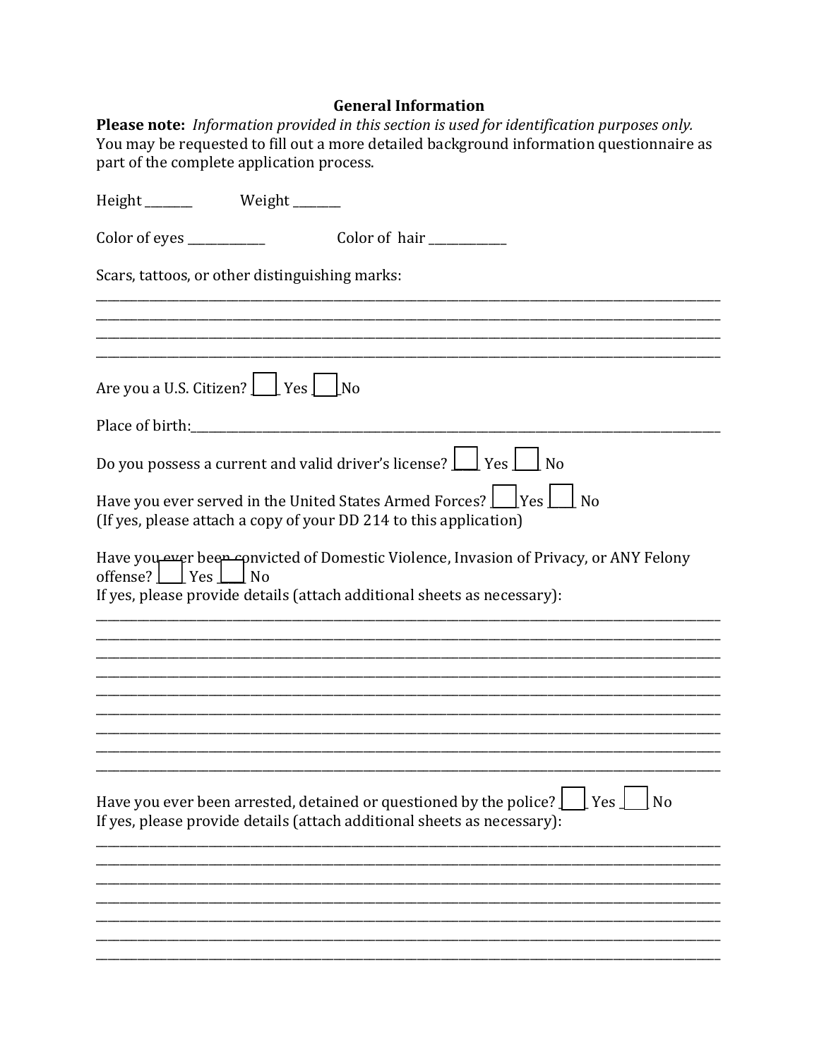## General Information

**Please note:** *Information provided in this section is used for identification purposes only.* You may be requested to fill out a more detailed background information questionnaire as part of the complete application process.

Height ________ Weight ________

Color of eyes _____________ Color of hair _____________

Scars, tottoos, or other distinguishing marks:

________________________________________________________________________________________________
________________________________________________________________________________________________
________________________________________________________________________________________________
________________________________________________________________________________________________

Are you a U.S. Citizen? ☐ Yes ☐ No

Place of birth:___________________________________________________________________________________

Do you possess a current and valid driver's license? ☐ Yes ☐ No

Have you ever served in the United States Armed Forces? ☐ Yes ☐ No
(If yes, please attach a copy of your DD 214 to this application)

Have you ever been convicted of Domestic Violence, Invasion of Privacy, or ANY Felony offense? ☐ Yes ☐ No
If yes, please provide details (attach additional sheets as necessary):

________________________________________________________________________________________________
________________________________________________________________________________________________
________________________________________________________________________________________________
________________________________________________________________________________________________
________________________________________________________________________________________________
________________________________________________________________________________________________
________________________________________________________________________________________________
________________________________________________________________________________________________
________________________________________________________________________________________________

Have you ever been arrested, detained or questioned by the police? ☐ Yes ☐ No
If yes, please provide details (attach additional sheets as necessary):

________________________________________________________________________________________________
________________________________________________________________________________________________
________________________________________________________________________________________________
________________________________________________________________________________________________
________________________________________________________________________________________________
________________________________________________________________________________________________
________________________________________________________________________________________________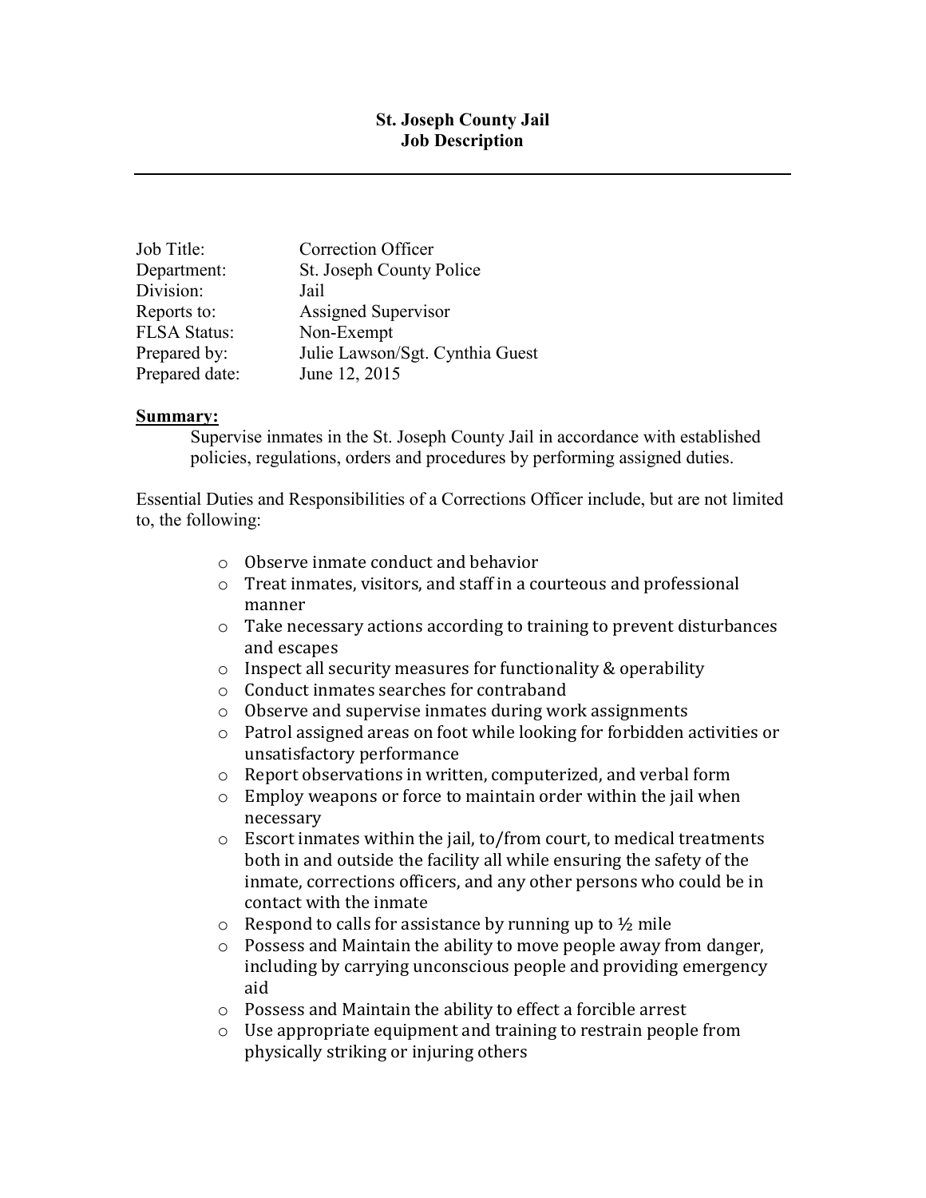# St. Joseph County Jail
## Job Description

---

Job Title: Correction Officer
Department: St. Joseph County Police
Division: Jail
Reports to: Assigned Supervisor
FLSA Status: Non-Exempt
Prepared by: Julie Lawson/Sgt. Cynthia Guest
Prepared date: June 12, 2015

**Summary:**

Supervise inmates in the St. Joseph County Jail in accordance with established policies, regulations, orders and procedures by performing assigned duties.

Essential Duties and Responsibilities of a Corrections Officer include, but are not limited to, the following:

- Observe inmate conduct and behavior
- Treat inmates, visitors, and staff in a courteous and professional manner
- Take necessary actions according to training to prevent disturbances and escapes
- Inspect all security measures for functionality & operability
- Conduct inmates searches for contraband
- Observe and supervise inmates during work assignments
- Patrol assigned areas on foot while looking for forbidden activities or unsatisfactory performance
- Report observations in written, computerized, and verbal form
- Employ weapons or force to maintain order within the jail when necessary
- Escort inmates within the jail, to/from court, to medical treatments both in and outside the facility all while ensuring the safety of the inmate, corrections officers, and any other persons who could be in contact with the inmate
- Respond to calls for assistance by running up to ½ mile
- Possess and Maintain the ability to move people away from danger, including by carrying unconscious people and providing emergency aid
- Possess and Maintain the ability to effect a forcible arrest
- Use appropriate equipment and training to restrain people from physically striking or injuring others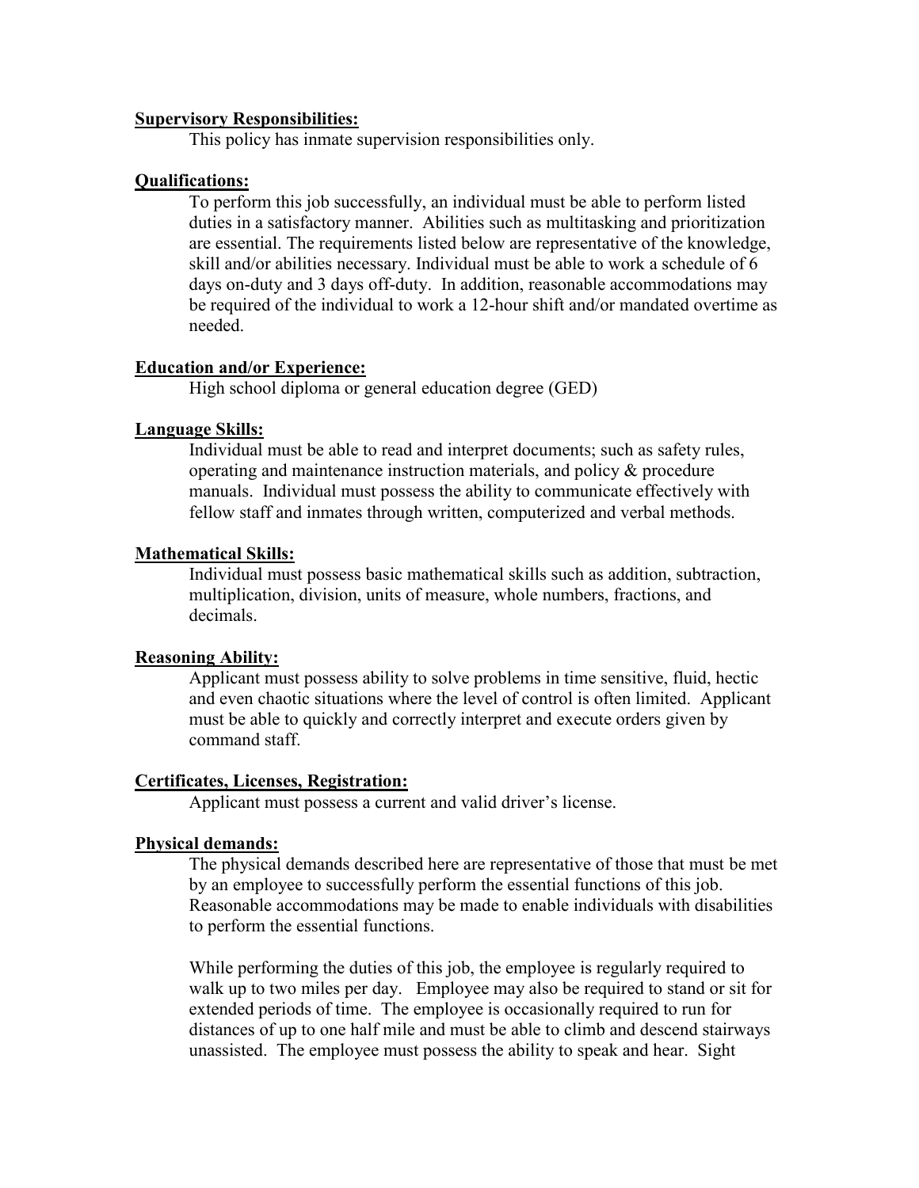**Supervisory Responsibilities:**

This policy has inmate supervision responsibilities only.

**Qualifications:**

To perform this job successfully, an individual must be able to perform listed duties in a satisfactory manner. Abilities such as multitasking and prioritization are essential. The requirements listed below are representative of the knowledge, skill and/or abilities necessary. Individual must be able to work a schedule of 6 days on-duty and 3 days off-duty. In addition, reasonable accommodations may be required of the individual to work a 12-hour shift and/or mandated overtime as needed.

**Education and/or Experience:**

High school diploma or general education degree (GED)

**Language Skills:**

Individual must be able to read and interpret documents; such as safety rules, operating and maintenance instruction materials, and policy & procedure manuals. Individual must possess the ability to communicate effectively with fellow staff and inmates through written, computerized and verbal methods.

**Mathematical Skills:**

Individual must possess basic mathematical skills such as addition, subtraction, multiplication, division, units of measure, whole numbers, fractions, and decimals.

**Reasoning Ability:**

Applicant must possess ability to solve problems in time sensitive, fluid, hectic and even chaotic situations where the level of control is often limited. Applicant must be able to quickly and correctly interpret and execute orders given by command staff.

**Certificates, Licenses, Registration:**

Applicant must possess a current and valid driver's license.

**Physical demands:**

The physical demands described here are representative of those that must be met by an employee to successfully perform the essential functions of this job. Reasonable accommodations may be made to enable individuals with disabilities to perform the essential functions.

While performing the duties of this job, the employee is regularly required to walk up to two miles per day. Employee may also be required to stand or sit for extended periods of time. The employee is occasionally required to run for distances of up to one half mile and must be able to climb and descend stairways unassisted. The employee must possess the ability to speak and hear. Sight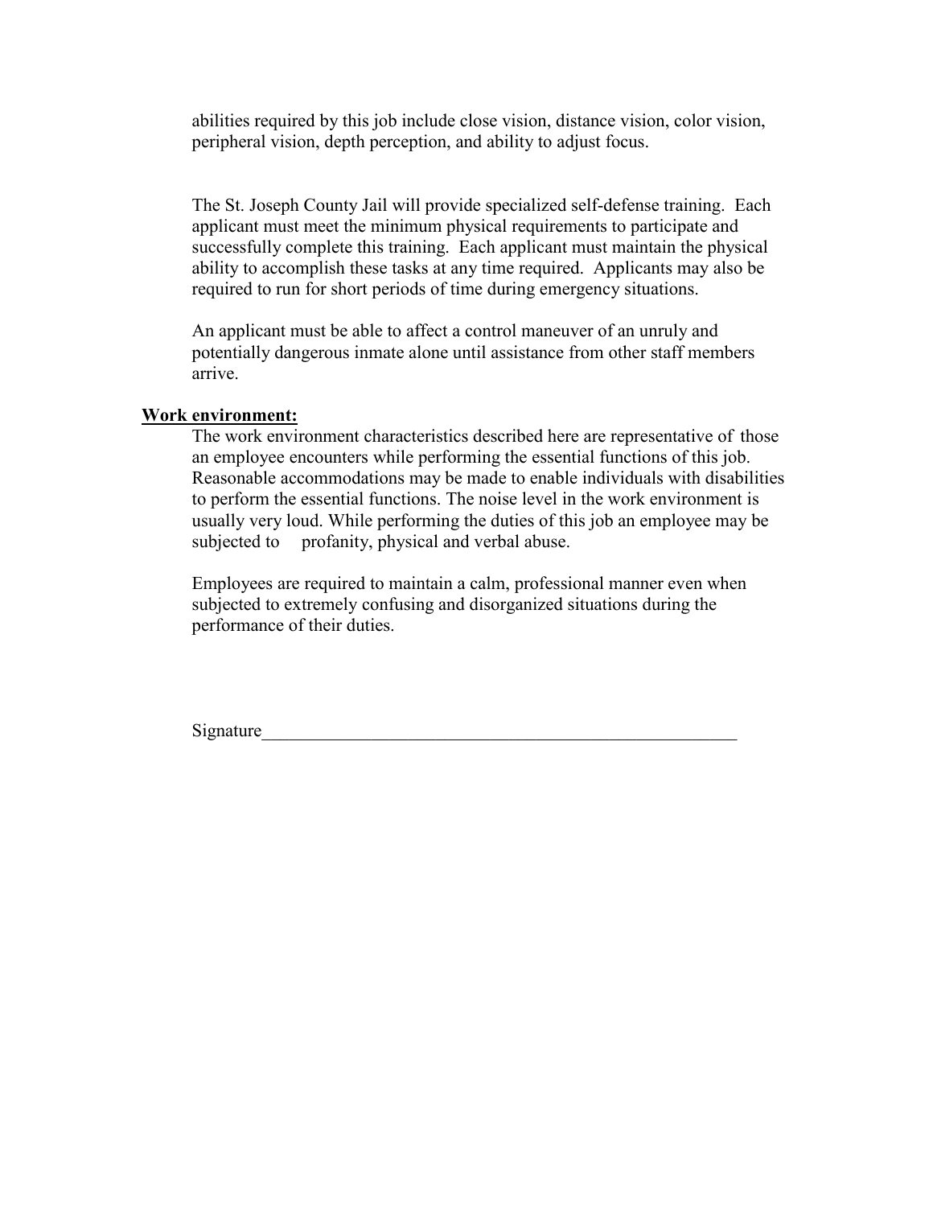abilities required by this job include close vision, distance vision, color vision, peripheral vision, depth perception, and ability to adjust focus.

The St. Joseph County Jail will provide specialized self-defense training. Each applicant must meet the minimum physical requirements to participate and successfully complete this training. Each applicant must maintain the physical ability to accomplish these tasks at any time required. Applicants may also be required to run for short periods of time during emergency situations.

An applicant must be able to affect a control maneuver of an unruly and potentially dangerous inmate alone until assistance from other staff members arrive.

**Work environment:**

The work environment characteristics described here are representative of those an employee encounters while performing the essential functions of this job. Reasonable accommodations may be made to enable individuals with disabilities to perform the essential functions. The noise level in the work environment is usually very loud. While performing the duties of this job an employee may be subjected to profanity, physical and verbal abuse.

Employees are required to maintain a calm, professional manner even when subjected to extremely confusing and disorganized situations during the performance of their duties.

Signature_______________________________________________________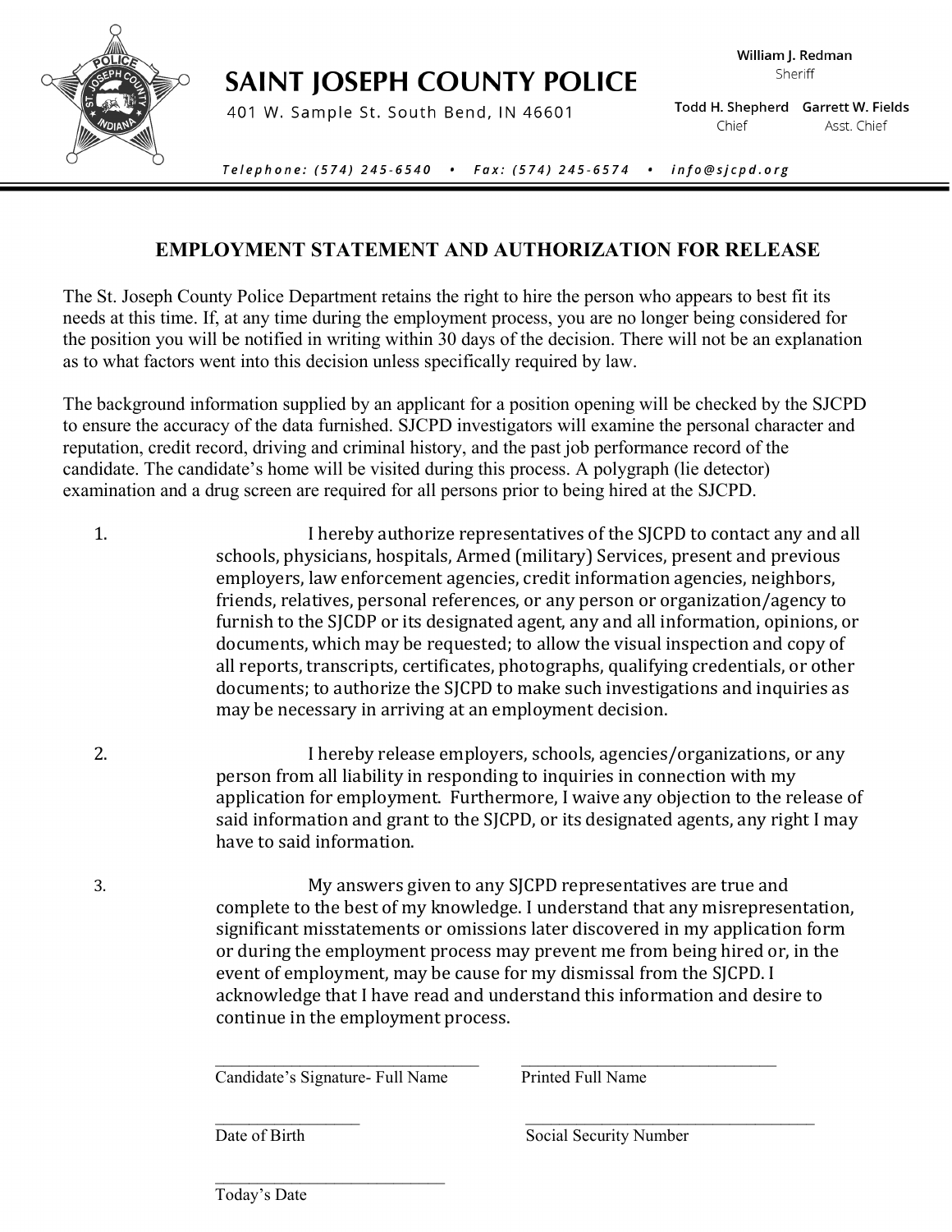# SAINT JOSEPH COUNTY POLICE

401 W. Sample St. South Bend, IN 46601

**William J. Redman**
Sheriff

**Todd H. Shepherd**
Chief

**Garrett W. Fields**
Asst. Chief

*Telephone: (574) 245-6540 • Fax: (574) 245-6574 • info@sjcpd.org*

## EMPLOYMENT STATEMENT AND AUTHORIZATION FOR RELEASE

The St. Joseph County Police Department retains the right to hire the person who appears to best fit its needs at this time. If, at any time during the employment process, you are no longer being considered for the position you will be notified in writing within 30 days of the decision. There will not be an explanation as to what factors went into this decision unless specifically required by law.

The background information supplied by an applicant for a position opening will be checked by the SJCPD to ensure the accuracy of the data furnished. SJCPD investigators will examine the personal character and reputation, credit record, driving and criminal history, and the past job performance record of the candidate. The candidate's home will be visited during this process. A polygraph (lie detector) examination and a drug screen are required for all persons prior to being hired at the SJCPD.

1. I hereby authorize representatives of the SJCPD to contact any and all schools, physicians, hospitals, Armed (military) Services, present and previous employers, law enforcement agencies, credit information agencies, neighbors, friends, relatives, personal references, or any person or organization/agency to furnish to the SJCDP or its designated agent, any and all information, opinions, or documents, which may be requested; to allow the visual inspection and copy of all reports, transcripts, certificates, photographs, qualifying credentials, or other documents; to authorize the SJCPD to make such investigations and inquiries as may be necessary in arriving at an employment decision.

2. I hereby release employers, schools, agencies/organizations, or any person from all liability in responding to inquiries in connection with my application for employment. Furthermore, I waive any objection to the release of said information and grant to the SJCPD, or its designated agents, any right I may have to said information.

3. My answers given to any SJCPD representatives are true and complete to the best of my knowledge. I understand that any misrepresentation, significant misstatements or omissions later discovered in my application form or during the employment process may prevent me from being hired or, in the event of employment, may be cause for my dismissal from the SJCPD. I acknowledge that I have read and understand this information and desire to continue in the employment process.

\_\_\_\_\_\_\_\_\_\_\_\_\_\_\_\_\_\_\_\_\_\_\_\_\_\_\_\_\_\_\_\_ \_\_\_\_\_\_\_\_\_\_\_\_\_\_\_\_\_\_\_\_\_\_\_\_\_\_\_\_\_\_\_\_
Candidate's Signature- Full Name Printed Full Name

\_\_\_\_\_\_\_\_\_\_\_\_\_\_\_\_\_\_ \_\_\_\_\_\_\_\_\_\_\_\_\_\_\_\_\_\_\_\_\_\_\_\_\_\_\_\_\_\_\_\_\_\_\_\_
Date of Birth Social Security Number

\_\_\_\_\_\_\_\_\_\_\_\_\_\_\_\_\_\_\_\_\_\_\_\_\_\_\_\_
Today's Date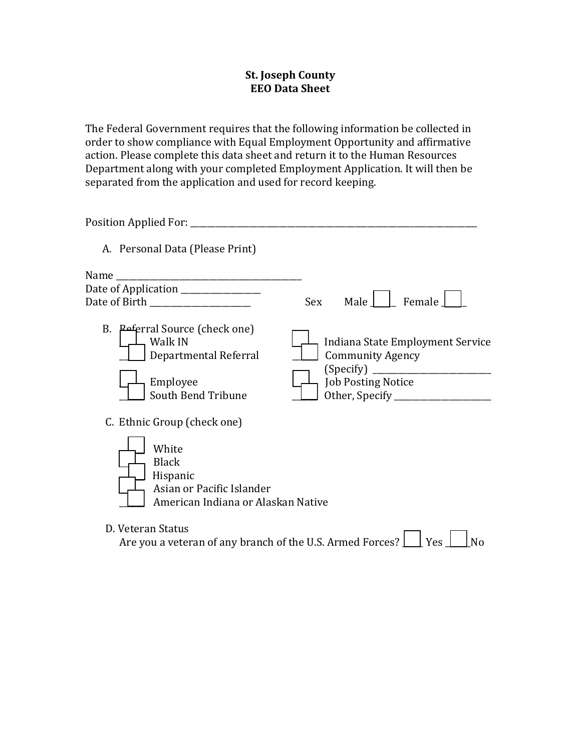**St. Joseph County**
**EEO Data Sheet**

The Federal Government requires that the following information be collected in order to show compliance with Equal Employment Opportunity and affirmative action. Please complete this data sheet and return it to the Human Resources Department along with your completed Employment Application. It will then be separated from the application and used for record keeping.

Position Applied For: ___________________________________________________________

A. Personal Data (Please Print)

Name ______________________________________
Date of Application _______________
Date of Birth ____________________ Sex Male ☐ Female ☐

B. Referral Source (check one)

- ☐ Walk IN
- ☐ Departmental Referral
- ☐ Employee
- ☐ South Bend Tribune
- ☐ Indiana State Employment Service
- ☐ Community Agency (Specify) ________________________
- ☐ Job Posting Notice
- ☐ Other, Specify ____________________

C. Ethnic Group (check one)

- ☐ White
- ☐ Black
- ☐ Hispanic
- ☐ Asian or Pacific Islander
- ☐ American Indiana or Alaskan Native

D. Veteran Status

Are you a veteran of any branch of the U.S. Armed Forces? ☐ Yes ☐ No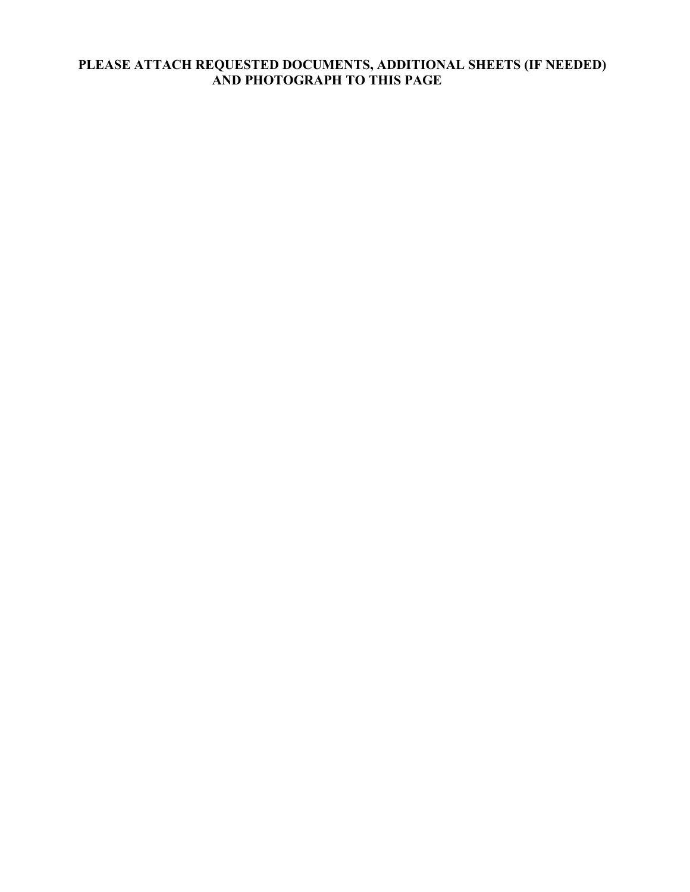**PLEASE ATTACH REQUESTED DOCUMENTS, ADDITIONAL SHEETS (IF NEEDED) AND PHOTOGRAPH TO THIS PAGE**